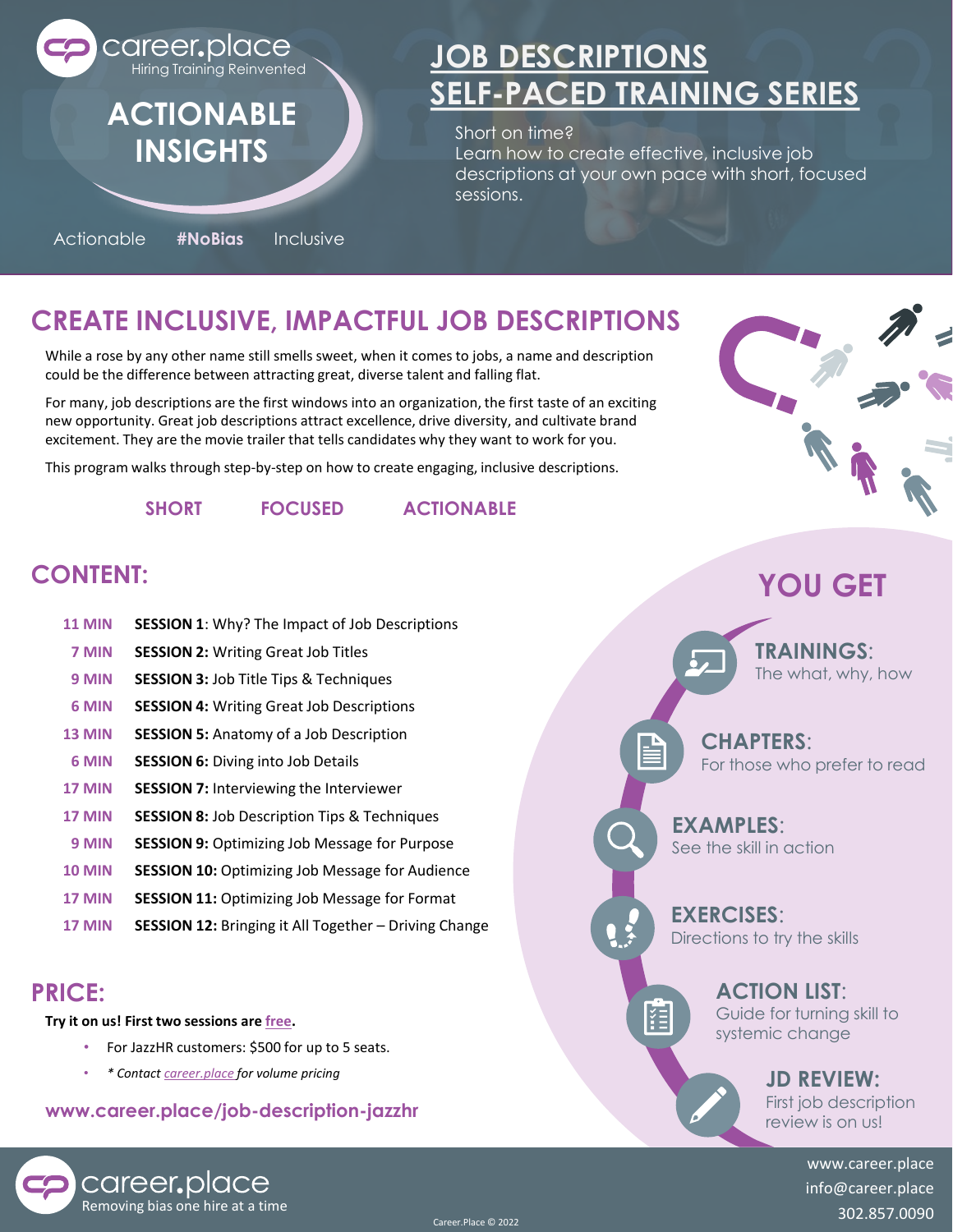career.place
Hiring Training Reinvented

# ACTIONABLE INSIGHTS

Actionable **#NoBias** Inclusive

# JOB DESCRIPTIONS SELF-PACED TRAINING SERIES

Short on time?
Learn how to create effective, inclusive job descriptions at your own pace with short, focused sessions.

## CREATE INCLUSIVE, IMPACTFUL JOB DESCRIPTIONS

While a rose by any other name still smells sweet, when it comes to jobs, a name and description could be the difference between attracting great, diverse talent and falling flat.

For many, job descriptions are the first windows into an organization, the first taste of an exciting new opportunity. Great job descriptions attract excellence, drive diversity, and cultivate brand excitement. They are the movie trailer that tells candidates why they want to work for you.

This program walks through step-by-step on how to create engaging, inclusive descriptions.

**SHORT** **FOCUSED** **ACTIONABLE**

## CONTENT:

| | |
|---|---|
| **11 MIN** | **SESSION 1**: Why? The Impact of Job Descriptions |
| **7 MIN** | **SESSION 2:** Writing Great Job Titles |
| **9 MIN** | **SESSION 3:** Job Title Tips & Techniques |
| **6 MIN** | **SESSION 4:** Writing Great Job Descriptions |
| **13 MIN** | **SESSION 5:** Anatomy of a Job Description |
| **6 MIN** | **SESSION 6:** Diving into Job Details |
| **17 MIN** | **SESSION 7:** Interviewing the Interviewer |
| **17 MIN** | **SESSION 8:** Job Description Tips & Techniques |
| **9 MIN** | **SESSION 9:** Optimizing Job Message for Purpose |
| **10 MIN** | **SESSION 10:** Optimizing Job Message for Audience |
| **17 MIN** | **SESSION 11:** Optimizing Job Message for Format |
| **17 MIN** | **SESSION 12:** Bringing it All Together – Driving Change |

## PRICE:

**Try it on us! First two sessions are free.**

- For JazzHR customers: $500 for up to 5 seats.
- *\* Contact career.place for volume pricing*

**www.career.place/job-description-jazzhr**

## YOU GET

**TRAININGS:** The what, why, how

**CHAPTERS:** For those who prefer to read

**EXAMPLES:** See the skill in action

**EXERCISES:** Directions to try the skills

**ACTION LIST:** Guide for turning skill to systemic change

**JD REVIEW:** First job description review is on us!

career.place
Removing bias one hire at a time

Career.Place © 2022

www.career.place
info@career.place
302.857.0090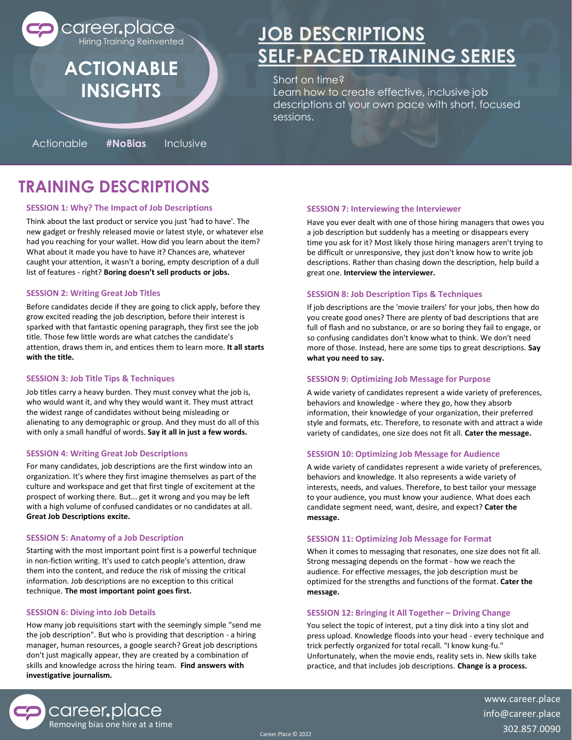career.place
Hiring Training Reinvented

# ACTIONABLE INSIGHTS

# JOB DESCRIPTIONS SELF-PACED TRAINING SERIES

Short on time?
Learn how to create effective, inclusive job descriptions at your own pace with short, focused sessions.

Actionable **#NoBias** Inclusive

## TRAINING DESCRIPTIONS

### SESSION 1: Why? The Impact of Job Descriptions

Think about the last product or service you just 'had to have'. The new gadget or freshly released movie or latest style, or whatever else had you reaching for your wallet. How did you learn about the item? What about it made you have to have it? Chances are, whatever caught your attention, it wasn't a boring, empty description of a dull list of features - right? **Boring doesn't sell products or jobs.**

### SESSION 2: Writing Great Job Titles

Before candidates decide if they are going to click apply, before they grow excited reading the job description, before their interest is sparked with that fantastic opening paragraph, they first see the job title. Those few little words are what catches the candidate's attention, draws them in, and entices them to learn more. **It all starts with the title.**

### SESSION 3: Job Title Tips & Techniques

Job titles carry a heavy burden. They must convey what the job is, who would want it, and why they would want it. They must attract the widest range of candidates without being misleading or alienating to any demographic or group. And they must do all of this with only a small handful of words. **Say it all in just a few words.**

### SESSION 4: Writing Great Job Descriptions

For many candidates, job descriptions are the first window into an organization. It's where they first imagine themselves as part of the culture and workspace and get that first tingle of excitement at the prospect of working there. But... get it wrong and you may be left with a high volume of confused candidates or no candidates at all. **Great Job Descriptions excite.**

### SESSION 5: Anatomy of a Job Description

Starting with the most important point first is a powerful technique in non-fiction writing. It's used to catch people's attention, draw them into the content, and reduce the risk of missing the critical information. Job descriptions are no exception to this critical technique. **The most important point goes first.**

### SESSION 6: Diving into Job Details

How many job requisitions start with the seemingly simple "send me the job description". But who is providing that description - a hiring manager, human resources, a google search? Great job descriptions don't just magically appear, they are created by a combination of skills and knowledge across the hiring team. **Find answers with investigative journalism.**

### SESSION 7: Interviewing the Interviewer

Have you ever dealt with one of those hiring managers that owes you a job description but suddenly has a meeting or disappears every time you ask for it? Most likely those hiring managers aren't trying to be difficult or unresponsive, they just don't know how to write job descriptions. Rather than chasing down the description, help build a great one. **Interview the interviewer.**

### SESSION 8: Job Description Tips & Techniques

If job descriptions are the 'movie trailers' for your jobs, then how do you create good ones? There are plenty of bad descriptions that are full of flash and no substance, or are so boring they fail to engage, or so confusing candidates don't know what to think. We don't need more of those. Instead, here are some tips to great descriptions. **Say what you need to say.**

### SESSION 9: Optimizing Job Message for Purpose

A wide variety of candidates represent a wide variety of preferences, behaviors and knowledge - where they go, how they absorb information, their knowledge of your organization, their preferred style and formats, etc. Therefore, to resonate with and attract a wide variety of candidates, one size does not fit all. **Cater the message.**

### SESSION 10: Optimizing Job Message for Audience

A wide variety of candidates represent a wide variety of preferences, behaviors and knowledge. It also represents a wide variety of interests, needs, and values. Therefore, to best tailor your message to your audience, you must know your audience. What does each candidate segment need, want, desire, and expect? **Cater the message.**

### SESSION 11: Optimizing Job Message for Format

When it comes to messaging that resonates, one size does not fit all. Strong messaging depends on the format - how we reach the audience. For effective messages, the job description must be optimized for the strengths and functions of the format. **Cater the message.**

### SESSION 12: Bringing it All Together – Driving Change

You select the topic of interest, put a tiny disk into a tiny slot and press upload. Knowledge floods into your head - every technique and trick perfectly organized for total recall. "I know kung-fu." Unfortunately, when the movie ends, reality sets in. New skills take practice, and that includes job descriptions. **Change is a process.**

career.place
Removing bias one hire at a time

Career.Place © 2022

www.career.place
info@career.place
302.857.0090